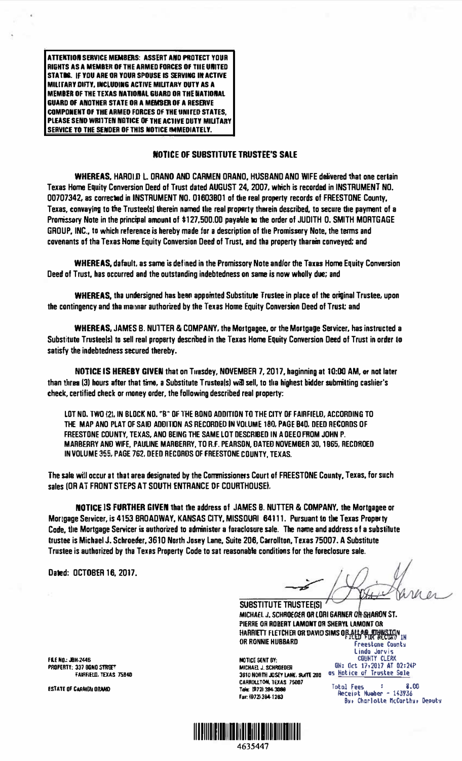**ATTENTION SERVICE MEMBERS: ASSERT AND PROTECT YOUR RIGHTS AS A MEMBER OF THE ARMED FORCES OF THE UNITED STATES. IF YOU ARE OR YOUR SPOUSE IS SERVING IN ACTIVE MILITARY DUTY, INCLUDING ACTIVE MILITARY DUTY AS A MEMBER OF THE TEXAS NATIONAL GUARD OR THE NATIONAL GUARD OF ANOTHER STATE OR A MEMBER OF A RESERVE COMPONENT OF THE ARMED FORCES OF THE UNITED STATES, PLEASE SEND WRITTEN NOTICE OF THE ACTIVE DUTY MILITARY SERVICE TO THE SENDER OF THIS NOTICE IMMEDIATELY.**

# NOTICE OF SUBSTITUTE TRUSTEE'S SALE

**WHEREAS,** HAROLD L. ORAND AND CARMEN ORAND, HUSBAND AND WIFE delivered that one certain Texas Home Equity Conversion Deed of Trust dated AUGUST 24, 2007, which is recorded in INSTRUMENT NO. 00707342, as corrected in INSTRUMENT NO. 01603801 of the real property records of FREESTONE County, Texas, conveying to the Trustee(s) therein named the real property therein described, to secure the payment of a Promissory Note in the principal amount of $127,500.00 payable to the order of JUDITH O. SMITH MORTGAGE GROUP, INC., to which reference is hereby made for a description of the Promissory Note, the terms and covenants of the Texas Home Equity Conversion Deed of Trust, and the property therein conveyed; and

**WHEREAS,** default, as same is defined in the Promissory Note and/or the Texas Home Equity Conversion Deed of Trust, has occurred and the outstanding indebtedness on same is now wholly due; and

**WHEREAS,** the undersigned has been appointed Substitute Trustee in place of the original Trustee, upon the contingency and the manner authorized by the Texas Home Equity Conversion Deed of Trust; and

**WHEREAS,** JAMES B. NUTTER & COMPANY, the Mortgagee, or the Mortgage Servicer, has instructed a Substitute Trustee(s) to sell real property described in the Texas Home Equity Conversion Deed of Trust in order to satisfy the indebtedness secured thereby.

**NOTICE IS HEREBY GIVEN** that on Tuesday, NOVEMBER 7, 2017, beginning at 10:00 AM, or not later than three (3) hours after that time, a Substitute Trustee(s) will sell, to the highest bidder submitting cashier's check, certified check or money order, the following described real property:

LOT NO. TWO (2), IN BLOCK NO. "B" OF THE BOND ADDITION TO THE CITY OF FAIRFIELD, ACCORDING TO THE MAP AND PLAT OF SAID ADDITION AS RECORDED IN VOLUME 180, PAGE 840, DEED RECORDS OF FREESTONE COUNTY, TEXAS, AND BEING THE SAME LOT DESCRIBED IN A DEED FROM JOHN P. MARBERRY AND WIFE, PAULINE MARBERRY, TO R.F. PEARSON, DATED NOVEMBER 30, 1965, RECORDED IN VOLUME 355, PAGE 762, DEED RECORDS OF FREESTONE COUNTY, TEXAS.

The sale will occur at that area designated by the Commissioners Court of FREESTONE County, Texas, for such sales (OR AT FRONT STEPS AT SOUTH ENTRANCE OF COURTHOUSE).

**NOTICE IS FURTHER GIVEN** that the address of JAMES B. NUTTER & COMPANY, the Mortgagee or Mortgage Servicer, is 4153 BROADWAY, KANSAS CITY, MISSOURI 64111. Pursuant to the Texas Property Code, the Mortgage Servicer is authorized to administer a foreclosure sale. The name and address of a substitute trustee is Michael J. Schroeder, 3610 North Josey Lane, Suite 206, Carrollton, Texas 75007. A Substitute Trustee is authorized by the Texas Property Code to set reasonable conditions for the foreclosure sale.

**Dated: OCTOBER 16, 2017.**

SUBSTITUTE TRUSTEE(S)
MICHAEL J. SCHROEDER OR LORI GARNER OR SHARON ST. PIERRE OR ROBERT LAMONT OR SHERYL LAMONT OR HARRIETT FLETCHER OR DAVID SIMS OR ALLAN JOHNSTON OR RONNIE HUBBARD

FILE NO.: JBH-2446
PROPERTY: 337 BOND STREET
FAIRFIELD, TEXAS 75840

ESTATE OF CARMEN ORAND

NOTICE SENT BY:
MICHAEL J. SCHROEDER
3610 NORTH JOSEY LANE, SUITE 206
CARROLLTON, TEXAS 75007
Tele: (972) 394-3086
Fax: (972) 394-1263

FILED FOR RECORD IN
Freestone County
Linda Jarvis
COUNTY CLERK
ON: Oct 17, 2017 AT 02:24P
as Notice of Trustee Sale

Total Fees : 8.00
Receipt Number - 143936
By: Charlotte McCarthy, Deputy

4635447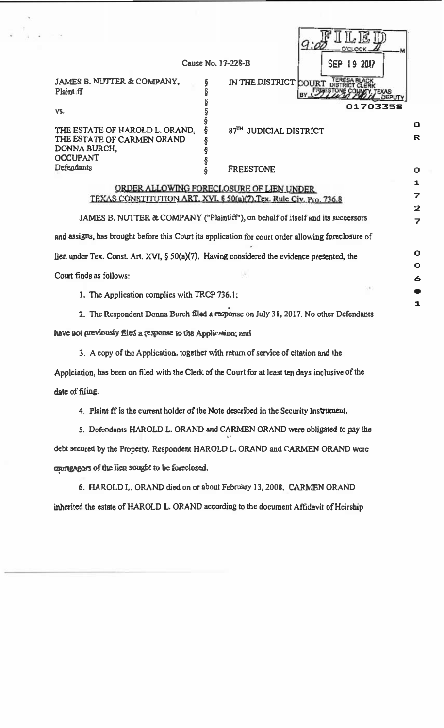FILED 9:00 O'CLOCK A M
SEP 19 2017
TERESA BLACK DISTRICT CLERK FREESTONE COUNTY, TEXAS BY _______ DEPUTY
01703358

Cause No. 17-228-B

| | | |
|---|---|---|
| JAMES B. NUTTER & COMPANY, Plaintiff | § | IN THE DISTRICT COURT |
| | § | |
| vs. | § | |
| | § | |
| THE ESTATE OF HAROLD L. ORAND, | § | 87[TH] JUDICIAL DISTRICT |
| THE ESTATE OF CARMEN ORAND | § | |
| DONNA BURCH, | § | |
| OCCUPANT | § | |
| Defendants | § | FREESTONE |

OR 01727 006 1

## ORDER ALLOWING FORECLOSURE OF LIEN UNDER TEXAS CONSTITUTION ART. XVI, § 50(a)(7),Tex. Rule Civ. Pro. 736.8

JAMES B. NUTTER & COMPANY ("Plaintiff"), on behalf of itself and its successors and assigns, has brought before this Court its application for court order allowing foreclosure of lien under Tex. Const. Art. XVI, § 50(a)(7). Having considered the evidence presented, the Court finds as follows:

1. The Application complies with TRCP 736.1;

2. The Respondent Donna Burch filed a response on July 31, 2017. No other Defendants have not previously filed a response to the Application; and

3. A copy of the Application, together with return of service of citation and the Appleiation, has been on filed with the Clerk of the Court for at least ten days inclusive of the date of filing.

4. Plaintiff is the current holder of the Note described in the Security Instrument.

5. Defendants HAROLD L. ORAND and CARMEN ORAND were obligated to pay the debt secured by the Property. Respondent HAROLD L. ORAND and CARMEN ORAND were mortgagors of the lien sought to be foreclosed.

6. HAROLD L. ORAND died on or about February 13, 2008. CARMEN ORAND inherited the estate of HAROLD L. ORAND according to the document Affidavit of Heirship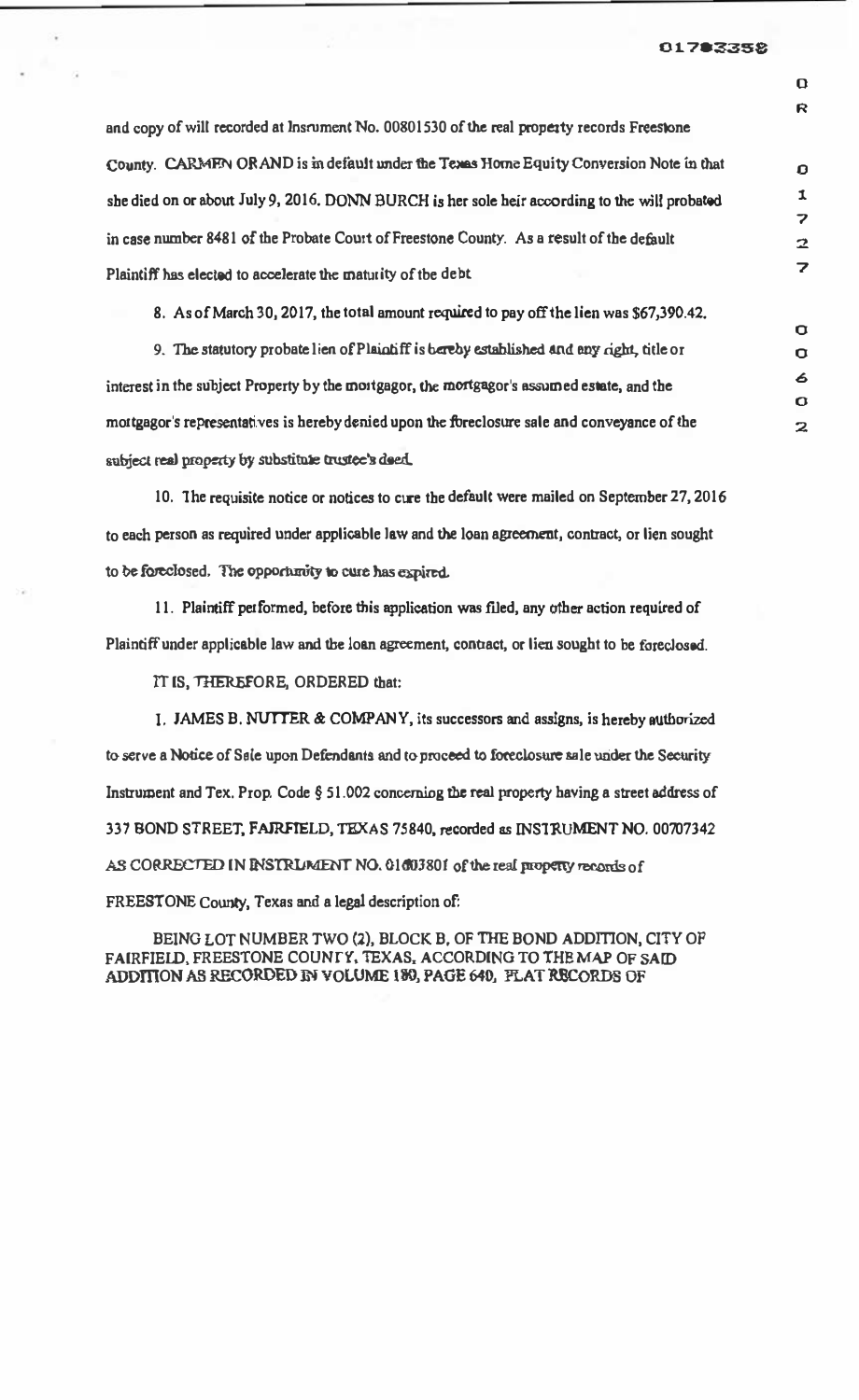and copy of will recorded at Insrument No. 00801530 of the real property records Freestone County. CARMEN ORAND is in default under the Texas Home Equity Conversion Note in that she died on or about July 9, 2016. DONN BURCH is her sole heir according to the will probated in case number 8481 of the Probate Court of Freestone County. As a result of the default Plaintiff has elected to accelerate the maturity of the debt

8. As of March 30, 2017, the total amount required to pay off the lien was $67,390.42.

9. The statutory probate lien of Plaintiff is hereby established and any right, title or interest in the subject Property by the mortgagor, the mortgagor's assumed estate, and the mortgagor's representatives is hereby denied upon the foreclosure sale and conveyance of the subject real property by substitute trustee's deed.

10. The requisite notice or notices to cure the default were mailed on September 27, 2016 to each person as required under applicable law and the loan agreement, contract, or lien sought to be foreclosed. The opportunity to cure has expired.

11. Plaintiff performed, before this application was filed, any other action required of Plaintiff under applicable law and the loan agreement, contract, or lien sought to be foreclosed.

IT IS, THEREFORE, ORDERED that:

1. JAMES B. NUTTER & COMPANY, its successors and assigns, is hereby authorized to serve a Notice of Sale upon Defendants and to proceed to foreclosure sale under the Security Instrument and Tex. Prop. Code § 51.002 concerning the real property having a street address of 337 BOND STREET, FAIRFIELD, TEXAS 75840, recorded as INSTRUMENT NO. 00707342 AS CORRECTED IN INSTRUMENT NO. 01603801 of the real property records of FREESTONE County, Texas and a legal description of:

BEING LOT NUMBER TWO (2), BLOCK B, OF THE BOND ADDITION, CITY OF FAIRFIELD, FREESTONE COUNTY, TEXAS, ACCORDING TO THE MAP OF SAID ADDITION AS RECORDED IN VOLUME 180, PAGE 640, PLAT RECORDS OF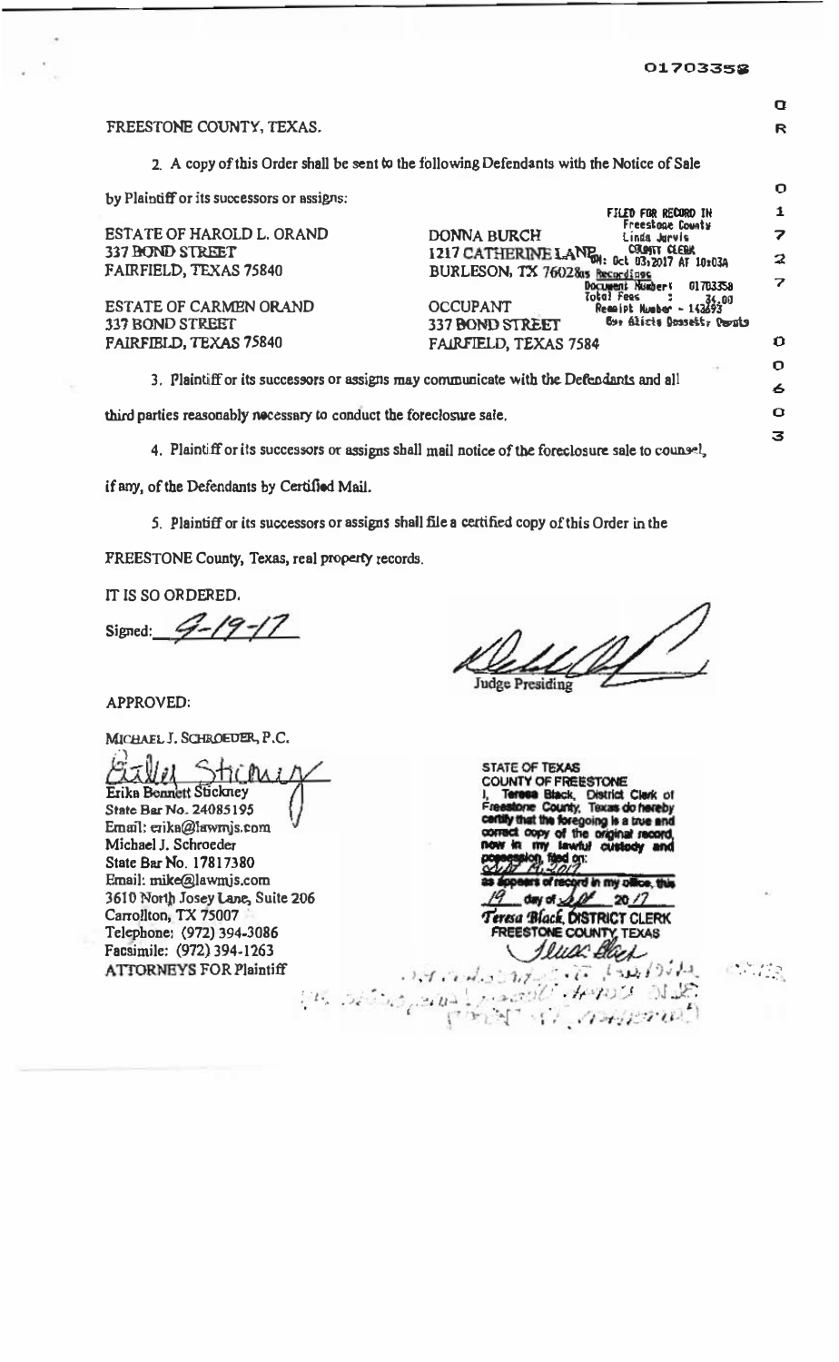01703358

FREESTONE COUNTY, TEXAS.

2. A copy of this Order shall be sent to the following Defendants with the Notice of Sale by Plaintiff or its successors or assigns:

ESTATE OF HAROLD L. ORAND
337 BOND STREET
FAIRFIELD, TEXAS 75840

DONNA BURCH
1217 CATHERINE LANE
BURLESON, TX 76028

ESTATE OF CARMEN ORAND
337 BOND STREET
FAIRFIELD, TEXAS 75840

OCCUPANT
337 BOND STREET
FAIRFIELD, TEXAS 7584

FILED FOR RECORD IN
Freestone County
Linda Jarvis
COUNTY CLERK
ON: Oct 03,2017 AT 10:03A
as Recordings
Document Number: 01703358
Total Fees : 34.00
Receipt Number - 143693
By: Alicia Dossett, Deputy

OR 01727 00603

3. Plaintiff or its successors or assigns may communicate with the Defendants and all third parties reasonably necessary to conduct the foreclosure sale.

4. Plaintiff or its successors or assigns shall mail notice of the foreclosure sale to counsel, if any, of the Defendants by Certified Mail.

5. Plaintiff or its successors or assigns shall file a certified copy of this Order in the FREESTONE County, Texas, real property records.

IT IS SO ORDERED.

Signed: 9-19-17

Judge Presiding

APPROVED:

MICHAEL J. SCHROEDER, P.C.

Erika Bennett Stickney
State Bar No. 24085195
Email: erika@lawmjs.com
Michael J. Schroeder
State Bar No. 17817380
Email: mike@lawmjs.com
3610 North Josey Lane, Suite 206
Carrollton, TX 75007
Telephone: (972) 394-3086
Facsimile: (972) 394-1263
ATTORNEYS FOR Plaintiff

STATE OF TEXAS
COUNTY OF FREESTONE
I, Teresa Black, District Clerk of Freestone County, Texas do hereby certify that the foregoing is a true and correct copy of the original record, now in my lawful custody and possession, filed on: Sept 19, 2017
as appears of record in my office, this 19 day of Sept 20 17
*Teresa Black*, DISTRICT CLERK
FREESTONE COUNTY, TEXAS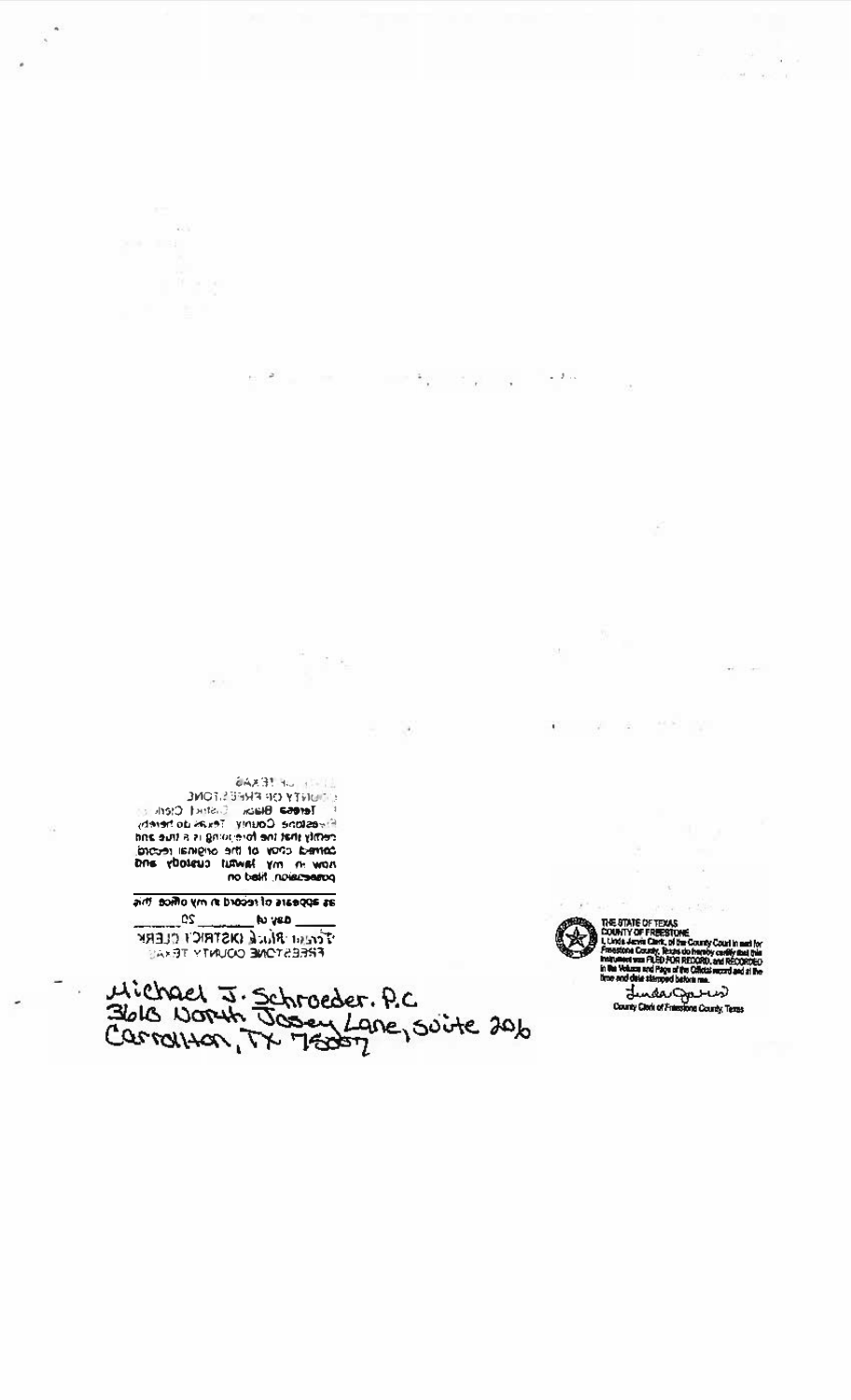THE STATE OF TEXAS
COUNTY OF FREESTONE
I, Teresa Black, District Clerk of Freestone County, Texas do hereby certify that the foregoing is a true and correct copy of the original record now in my lawful custody and possession, filed on

as appears of record in my office. this _______ day of _______ 20____

Teresa Black DISTRICT CLERK
FREESTONE COUNTY TEXAS

Michael J. Schroeder. P.C
3616 North Josey Lane, Suite 206
Carrollton, TX 75007

THE STATE OF TEXAS
COUNTY OF FREESTONE
I, Linda Jarvis Clerk, of the County Court in and for Freestone County, Texas do hereby certify that this instrument was FILED FOR RECORD, and RECORDED in the Volume and Page of the Official record and at the time and date stamped before me.

Linda Jarvis
County Clerk of Freestone County, Texas